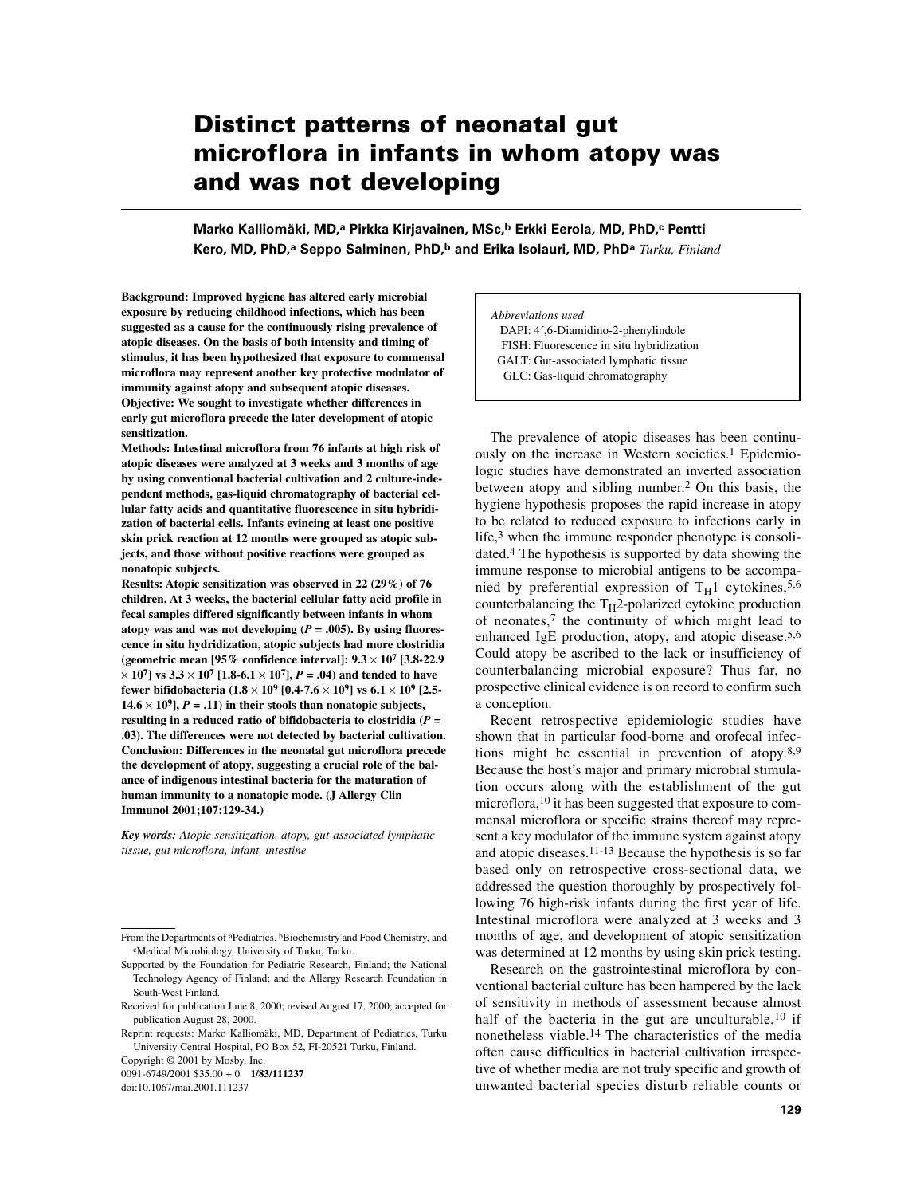# Distinct patterns of neonatal gut microflora in infants in whom atopy was and was not developing

**Marko Kalliomäki, MD,[a] Pirkka Kirjavainen, MSc,[b] Erkki Eerola, MD, PhD,[c] Pentti Kero, MD, PhD,[a] Seppo Salminen, PhD,[b] and Erika Isolauri, MD, PhD[a]** *Turku, Finland*

**Background: Improved hygiene has altered early microbial exposure by reducing childhood infections, which has been suggested as a cause for the continuously rising prevalence of atopic diseases. On the basis of both intensity and timing of stimulus, it has been hypothesized that exposure to commensal microflora may represent another key protective modulator of immunity against atopy and subsequent atopic diseases.**

**Objective: We sought to investigate whether differences in early gut microflora precede the later development of atopic sensitization.**

**Methods: Intestinal microflora from 76 infants at high risk of atopic diseases were analyzed at 3 weeks and 3 months of age by using conventional bacterial cultivation and 2 culture-independent methods, gas-liquid chromatography of bacterial cellular fatty acids and quantitative fluorescence in situ hybridization of bacterial cells. Infants evincing at least one positive skin prick reaction at 12 months were grouped as atopic subjects, and those without positive reactions were grouped as nonatopic subjects.**

**Results: Atopic sensitization was observed in 22 (29%) of 76 children. At 3 weeks, the bacterial cellular fatty acid profile in fecal samples differed significantly between infants in whom atopy was and was not developing ($P = .005$). By using fluorescence in situ hydridization, atopic subjects had more clostridia (geometric mean [95% confidence interval]: $9.3 \times 10^7$ [3.8-22.9 $\times 10^7$] vs $3.3 \times 10^7$ [1.8-6.1 $\times 10^7$], $P = .04$) and tended to have fewer bifidobacteria ($1.8 \times 10^9$ [0.4-7.6 $\times 10^9$] vs $6.1 \times 10^9$ [2.5-14.6 $\times 10^9$], $P = .11$) in their stools than nonatopic subjects, resulting in a reduced ratio of bifidobacteria to clostridia ($P = .03$). The differences were not detected by bacterial cultivation.**

**Conclusion: Differences in the neonatal gut microflora precede the development of atopy, suggesting a crucial role of the balance of indigenous intestinal bacteria for the maturation of human immunity to a nonatopic mode. (J Allergy Clin Immunol 2001;107:129-34.)**

***Key words:** Atopic sensitization, atopy, gut-associated lymphatic tissue, gut microflora, infant, intestine*

From the Departments of [a]Pediatrics, [b]Biochemistry and Food Chemistry, and [c]Medical Microbiology, University of Turku, Turku.

Supported by the Foundation for Pediatric Research, Finland; the National Technology Agency of Finland; and the Allergy Research Foundation in South-West Finland.

Received for publication June 8, 2000; revised August 17, 2000; accepted for publication August 28, 2000.

Reprint requests: Marko Kalliomäki, MD, Department of Pediatrics, Turku University Central Hospital, PO Box 52, FI-20521 Turku, Finland.

Copyright © 2001 by Mosby, Inc.

0091-6749/2001 $35.00 + 0 **1/83/111237**

doi:10.1067/mai.2001.111237

*Abbreviations used*

DAPI: 4´,6-Diamidino-2-phenylindole
FISH: Fluorescence in situ hybridization
GALT: Gut-associated lymphatic tissue
GLC: Gas-liquid chromatography

The prevalence of atopic diseases has been continuously on the increase in Western societies.[1] Epidemiologic studies have demonstrated an inverted association between atopy and sibling number.[2] On this basis, the hygiene hypothesis proposes the rapid increase in atopy to be related to reduced exposure to infections early in life,[3] when the immune responder phenotype is consolidated.[4] The hypothesis is supported by data showing the immune response to microbial antigens to be accompanied by preferential expression of $T_H1$ cytokines,[5,6] counterbalancing the $T_H2$-polarized cytokine production of neonates,[7] the continuity of which might lead to enhanced IgE production, atopy, and atopic disease.[5,6] Could atopy be ascribed to the lack or insufficiency of counterbalancing microbial exposure? Thus far, no prospective clinical evidence is on record to confirm such a conception.

Recent retrospective epidemiologic studies have shown that in particular food-borne and orofecal infections might be essential in prevention of atopy.[8,9] Because the host's major and primary microbial stimulation occurs along with the establishment of the gut microflora,[10] it has been suggested that exposure to commensal microflora or specific strains thereof may represent a key modulator of the immune system against atopy and atopic diseases.[11-13] Because the hypothesis is so far based only on retrospective cross-sectional data, we addressed the question thoroughly by prospectively following 76 high-risk infants during the first year of life. Intestinal microflora were analyzed at 3 weeks and 3 months of age, and development of atopic sensitization was determined at 12 months by using skin prick testing.

Research on the gastrointestinal microflora by conventional bacterial culture has been hampered by the lack of sensitivity in methods of assessment because almost half of the bacteria in the gut are unculturable,[10] if nonetheless viable.[14] The characteristics of the media often cause difficulties in bacterial cultivation irrespective of whether media are not truly specific and growth of unwanted bacterial species disturb reliable counts or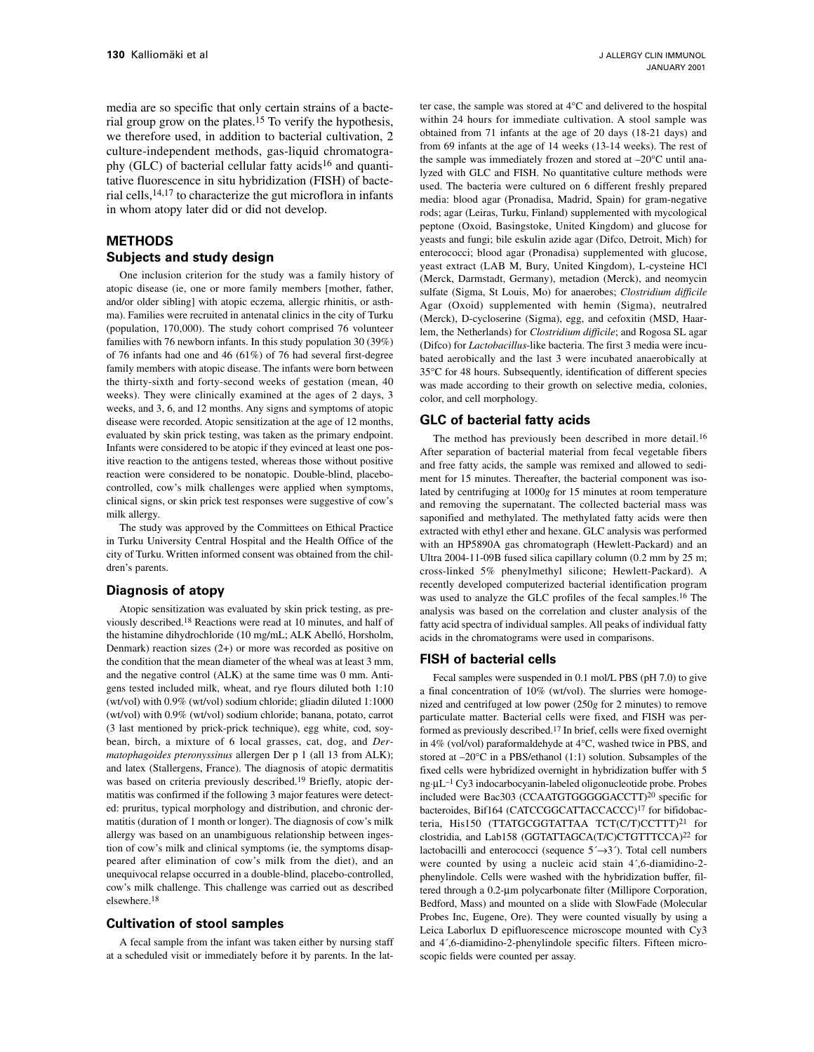media are so specific that only certain strains of a bacterial group grow on the plates.[15] To verify the hypothesis, we therefore used, in addition to bacterial cultivation, 2 culture-independent methods, gas-liquid chromatography (GLC) of bacterial cellular fatty acids[16] and quantitative fluorescence in situ hybridization (FISH) of bacterial cells,[14,17] to characterize the gut microflora in infants in whom atopy later did or did not develop.

## METHODS

### Subjects and study design

One inclusion criterion for the study was a family history of atopic disease (ie, one or more family members [mother, father, and/or older sibling] with atopic eczema, allergic rhinitis, or asthma). Families were recruited in antenatal clinics in the city of Turku (population, 170,000). The study cohort comprised 76 volunteer families with 76 newborn infants. In this study population 30 (39%) of 76 infants had one and 46 (61%) of 76 had several first-degree family members with atopic disease. The infants were born between the thirty-sixth and forty-second weeks of gestation (mean, 40 weeks). They were clinically examined at the ages of 2 days, 3 weeks, and 3, 6, and 12 months. Any signs and symptoms of atopic disease were recorded. Atopic sensitization at the age of 12 months, evaluated by skin prick testing, was taken as the primary endpoint. Infants were considered to be atopic if they evinced at least one positive reaction to the antigens tested, whereas those without positive reaction were considered to be nonatopic. Double-blind, placebo-controlled, cow's milk challenges were applied when symptoms, clinical signs, or skin prick test responses were suggestive of cow's milk allergy.

The study was approved by the Committees on Ethical Practice in Turku University Central Hospital and the Health Office of the city of Turku. Written informed consent was obtained from the children's parents.

### Diagnosis of atopy

Atopic sensitization was evaluated by skin prick testing, as previously described.[18] Reactions were read at 10 minutes, and half of the histamine dihydrochloride (10 mg/mL; ALK Abelló, Horsholm, Denmark) reaction sizes (2+) or more was recorded as positive on the condition that the mean diameter of the wheal was at least 3 mm, and the negative control (ALK) at the same time was 0 mm. Antigens tested included milk, wheat, and rye flours diluted both 1:10 (wt/vol) with 0.9% (wt/vol) sodium chloride; gliadin diluted 1:1000 (wt/vol) with 0.9% (wt/vol) sodium chloride; banana, potato, carrot (3 last mentioned by prick-prick technique), egg white, cod, soybean, birch, a mixture of 6 local grasses, cat, dog, and *Dermatophagoides pteronyssinus* allergen Der p 1 (all 13 from ALK); and latex (Stallergens, France). The diagnosis of atopic dermatitis was based on criteria previously described.[19] Briefly, atopic dermatitis was confirmed if the following 3 major features were detected: pruritus, typical morphology and distribution, and chronic dermatitis (duration of 1 month or longer). The diagnosis of cow's milk allergy was based on an unambiguous relationship between ingestion of cow's milk and clinical symptoms (ie, the symptoms disappeared after elimination of cow's milk from the diet), and an unequivocal relapse occurred in a double-blind, placebo-controlled, cow's milk challenge. This challenge was carried out as described elsewhere.[18]

### Cultivation of stool samples

A fecal sample from the infant was taken either by nursing staff at a scheduled visit or immediately before it by parents. In the latter case, the sample was stored at 4°C and delivered to the hospital within 24 hours for immediate cultivation. A stool sample was obtained from 71 infants at the age of 20 days (18-21 days) and from 69 infants at the age of 14 weeks (13-14 weeks). The rest of the sample was immediately frozen and stored at –20°C until analyzed with GLC and FISH. No quantitative culture methods were used. The bacteria were cultured on 6 different freshly prepared media: blood agar (Pronadisa, Madrid, Spain) for gram-negative rods; agar (Leiras, Turku, Finland) supplemented with mycological peptone (Oxoid, Basingstoke, United Kingdom) and glucose for yeasts and fungi; bile eskulin azide agar (Difco, Detroit, Mich) for enterococci; blood agar (Pronadisa) supplemented with glucose, yeast extract (LAB M, Bury, United Kingdom), L-cysteine HCl (Merck, Darmstadt, Germany), metadion (Merck), and neomycin sulfate (Sigma, St Louis, Mo) for anaerobes; *Clostridium difficile* Agar (Oxoid) supplemented with hemin (Sigma), neutralred (Merck), D-cycloserine (Sigma), egg, and cefoxitin (MSD, Haarlem, the Netherlands) for *Clostridium difficile*; and Rogosa SL agar (Difco) for *Lactobacillus*-like bacteria. The first 3 media were incubated aerobically and the last 3 were incubated anaerobically at 35°C for 48 hours. Subsequently, identification of different species was made according to their growth on selective media, colonies, color, and cell morphology.

### GLC of bacterial fatty acids

The method has previously been described in more detail.[16] After separation of bacterial material from fecal vegetable fibers and free fatty acids, the sample was remixed and allowed to sediment for 15 minutes. Thereafter, the bacterial component was isolated by centrifuging at 1000*g* for 15 minutes at room temperature and removing the supernatant. The collected bacterial mass was saponified and methylated. The methylated fatty acids were then extracted with ethyl ether and hexane. GLC analysis was performed with an HP5890A gas chromatograph (Hewlett-Packard) and an Ultra 2004-11-09B fused silica capillary column (0.2 mm by 25 m; cross-linked 5% phenylmethyl silicone; Hewlett-Packard). A recently developed computerized bacterial identification program was used to analyze the GLC profiles of the fecal samples.[16] The analysis was based on the correlation and cluster analysis of the fatty acid spectra of individual samples. All peaks of individual fatty acids in the chromatograms were used in comparisons.

### FISH of bacterial cells

Fecal samples were suspended in 0.1 mol/L PBS (pH 7.0) to give a final concentration of 10% (wt/vol). The slurries were homogenized and centrifuged at low power (250*g* for 2 minutes) to remove particulate matter. Bacterial cells were fixed, and FISH was performed as previously described.[17] In brief, cells were fixed overnight in 4% (vol/vol) paraformaldehyde at 4°C, washed twice in PBS, and stored at –20°C in a PBS/ethanol (1:1) solution. Subsamples of the fixed cells were hybridized overnight in hybridization buffer with 5 ng·µL$^{-1}$ Cy3 indocarbocyanin-labeled oligonucleotide probe. Probes included were Bac303 (CCAATGTGGGGGACCTT)[20] specific for bacteroides, Bif164 (CATCCGGCATTACCACCC)[17] for bifidobacteria, His150 (TTATGCGGTATTAA TCT(C/T)CCTTT)[21] for clostridia, and Lab158 (GGTATTAGCA(T/C)CTGTTTCCA)[22] for lactobacilli and enterococci (sequence 5´→3´). Total cell numbers were counted by using a nucleic acid stain 4´,6-diamidino-2-phenylindole. Cells were washed with the hybridization buffer, filtered through a 0.2-µm polycarbonate filter (Millipore Corporation, Bedford, Mass) and mounted on a slide with SlowFade (Molecular Probes Inc, Eugene, Ore). They were counted visually by using a Leica Laborlux D epifluorescence microscope mounted with Cy3 and 4´,6-diamidino-2-phenylindole specific filters. Fifteen microscopic fields were counted per assay.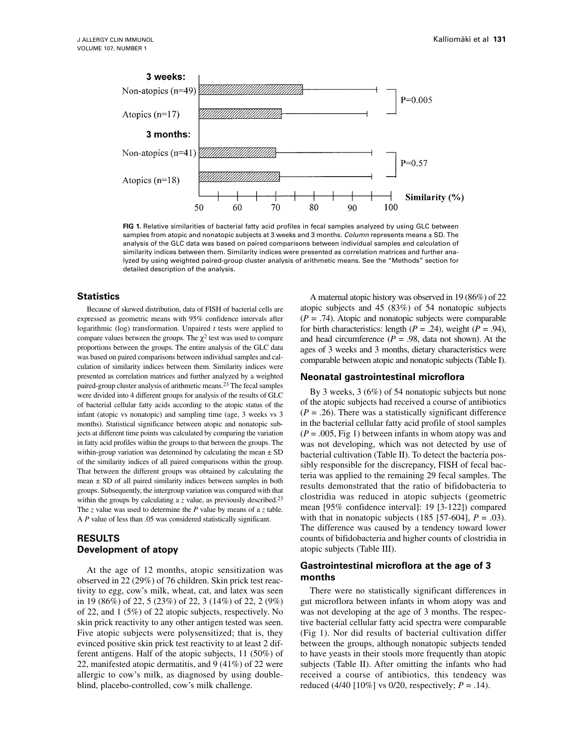**FIG 1.** Relative similarities of bacterial fatty acid profiles in fecal samples analyzed by using GLC between samples from atopic and nonatopic subjects at 3 weeks and 3 months. *Column* represents means ± SD. The analysis of the GLC data was based on paired comparisons between individual samples and calculation of similarity indices between them. Similarity indices were presented as correlation matrices and further analyzed by using weighted paired-group cluster analysis of arithmetic means. See the "Methods" section for detailed description of the analysis.

### Statistics

Because of skewed distribution, data of FISH of bacterial cells are expressed as geometric means with 95% confidence intervals after logarithmic (log) transformation. Unpaired *t* tests were applied to compare values between the groups. The $\chi^2$ test was used to compare proportions between the groups. The entire analysis of the GLC data was based on paired comparisons between individual samples and calculation of similarity indices between them. Similarity indices were presented as correlation matrices and further analyzed by a weighted paired-group cluster analysis of arithmetic means.[23] The fecal samples were divided into 4 different groups for analysis of the results of GLC of bacterial cellular fatty acids according to the atopic status of the infant (atopic vs nonatopic) and sampling time (age, 3 weeks vs 3 months). Statistical significance between atopic and nonatopic subjects at different time points was calculated by comparing the variation in fatty acid profiles within the groups to that between the groups. The within-group variation was determined by calculating the mean ± SD of the similarity indices of all paired comparisons within the group. That between the different groups was obtained by calculating the mean ± SD of all paired similarity indices between samples in both groups. Subsequently, the intergroup variation was compared with that within the groups by calculating a *z* value, as previously described.[23] The *z* value was used to determine the *P* value by means of a *z* table. A *P* value of less than .05 was considered statistically significant.

## RESULTS

### Development of atopy

At the age of 12 months, atopic sensitization was observed in 22 (29%) of 76 children. Skin prick test reactivity to egg, cow's milk, wheat, cat, and latex was seen in 19 (86%) of 22, 5 (23%) of 22, 3 (14%) of 22, 2 (9%) of 22, and 1 (5%) of 22 atopic subjects, respectively. No skin prick reactivity to any other antigen tested was seen. Five atopic subjects were polysensitized; that is, they evinced positive skin prick test reactivity to at least 2 different antigens. Half of the atopic subjects, 11 (50%) of 22, manifested atopic dermatitis, and 9 (41%) of 22 were allergic to cow's milk, as diagnosed by using double-blind, placebo-controlled, cow's milk challenge.

A maternal atopic history was observed in 19 (86%) of 22 atopic subjects and 45 (83%) of 54 nonatopic subjects (*P* = .74). Atopic and nonatopic subjects were comparable for birth characteristics: length (*P* = .24), weight (*P* = .94), and head circumference (*P* = .98, data not shown). At the ages of 3 weeks and 3 months, dietary characteristics were comparable between atopic and nonatopic subjects (Table I).

### Neonatal gastrointestinal microflora

By 3 weeks, 3 (6%) of 54 nonatopic subjects but none of the atopic subjects had received a course of antibiotics (*P* = .26). There was a statistically significant difference in the bacterial cellular fatty acid profile of stool samples (*P* = .005, Fig 1) between infants in whom atopy was and was not developing, which was not detected by use of bacterial cultivation (Table II). To detect the bacteria possibly responsible for the discrepancy, FISH of fecal bacteria was applied to the remaining 29 fecal samples. The results demonstrated that the ratio of bifidobacteria to clostridia was reduced in atopic subjects (geometric mean [95% confidence interval]: 19 [3-122]) compared with that in nonatopic subjects (185 [57-604], *P* = .03). The difference was caused by a tendency toward lower counts of bifidobacteria and higher counts of clostridia in atopic subjects (Table III).

### Gastrointestinal microflora at the age of 3 months

There were no statistically significant differences in gut microflora between infants in whom atopy was and was not developing at the age of 3 months. The respective bacterial cellular fatty acid spectra were comparable (Fig 1). Nor did results of bacterial cultivation differ between the groups, although nonatopic subjects tended to have yeasts in their stools more frequently than atopic subjects (Table II). After omitting the infants who had received a course of antibiotics, this tendency was reduced (4/40 [10%] vs 0/20, respectively; *P* = .14).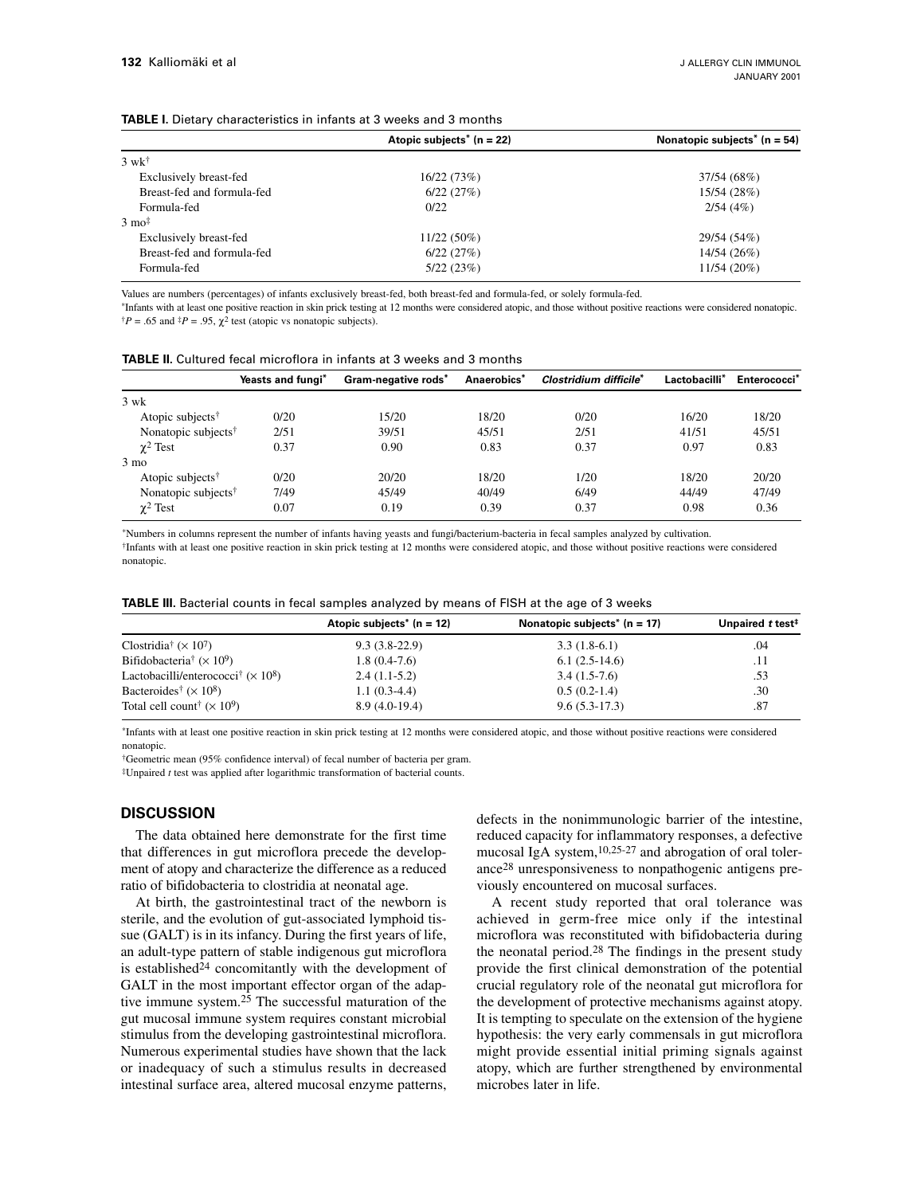**TABLE I.** Dietary characteristics in infants at 3 weeks and 3 months

| | Atopic subjects* (n = 22) | Nonatopic subjects* (n = 54) |
|---|---|---|
| 3 wk† | | |
| Exclusively breast-fed | 16/22 (73%) | 37/54 (68%) |
| Breast-fed and formula-fed | 6/22 (27%) | 15/54 (28%) |
| Formula-fed | 0/22 | 2/54 (4%) |
| 3 mo‡ | | |
| Exclusively breast-fed | 11/22 (50%) | 29/54 (54%) |
| Breast-fed and formula-fed | 6/22 (27%) | 14/54 (26%) |
| Formula-fed | 5/22 (23%) | 11/54 (20%) |

Values are numbers (percentages) of infants exclusively breast-fed, both breast-fed and formula-fed, or solely formula-fed.

*Infants with at least one positive reaction in skin prick testing at 12 months were considered atopic, and those without positive reactions were considered nonatopic.

†$P = .65$ and ‡$P = .95$, $\chi^2$ test (atopic vs nonatopic subjects).

**TABLE II.** Cultured fecal microflora in infants at 3 weeks and 3 months

| | Yeasts and fungi* | Gram-negative rods* | Anaerobics* | *Clostridium difficile** | Lactobacilli* | Enterococci* |
|---|---|---|---|---|---|---|
| 3 wk | | | | | | |
| Atopic subjects† | 0/20 | 15/20 | 18/20 | 0/20 | 16/20 | 18/20 |
| Nonatopic subjects† | 2/51 | 39/51 | 45/51 | 2/51 | 41/51 | 45/51 |
| $\chi^2$ Test | 0.37 | 0.90 | 0.83 | 0.37 | 0.97 | 0.83 |
| 3 mo | | | | | | |
| Atopic subjects† | 0/20 | 20/20 | 18/20 | 1/20 | 18/20 | 20/20 |
| Nonatopic subjects† | 7/49 | 45/49 | 40/49 | 6/49 | 44/49 | 47/49 |
| $\chi^2$ Test | 0.07 | 0.19 | 0.39 | 0.37 | 0.98 | 0.36 |

*Numbers in columns represent the number of infants having yeasts and fungi/bacterium-bacteria in fecal samples analyzed by cultivation.

†Infants with at least one positive reaction in skin prick testing at 12 months were considered atopic, and those without positive reactions were considered nonatopic.

**TABLE III.** Bacterial counts in fecal samples analyzed by means of FISH at the age of 3 weeks

| | Atopic subjects* (n = 12) | Nonatopic subjects* (n = 17) | Unpaired *t* test‡ |
|---|---|---|---|
| Clostridia† ($\times 10^7$) | 9.3 (3.8-22.9) | 3.3 (1.8-6.1) | .04 |
| Bifidobacteria† ($\times 10^9$) | 1.8 (0.4-7.6) | 6.1 (2.5-14.6) | .11 |
| Lactobacilli/enterococci† ($\times 10^8$) | 2.4 (1.1-5.2) | 3.4 (1.5-7.6) | .53 |
| Bacteroides† ($\times 10^8$) | 1.1 (0.3-4.4) | 0.5 (0.2-1.4) | .30 |
| Total cell count† ($\times 10^9$) | 8.9 (4.0-19.4) | 9.6 (5.3-17.3) | .87 |

*Infants with at least one positive reaction in skin prick testing at 12 months were considered atopic, and those without positive reactions were considered nonatopic.

†Geometric mean (95% confidence interval) of fecal number of bacteria per gram.

‡Unpaired *t* test was applied after logarithmic transformation of bacterial counts.

## DISCUSSION

The data obtained here demonstrate for the first time that differences in gut microflora precede the development of atopy and characterize the difference as a reduced ratio of bifidobacteria to clostridia at neonatal age.

At birth, the gastrointestinal tract of the newborn is sterile, and the evolution of gut-associated lymphoid tissue (GALT) is in its infancy. During the first years of life, an adult-type pattern of stable indigenous gut microflora is established[24] concomitantly with the development of GALT in the most important effector organ of the adaptive immune system.[25] The successful maturation of the gut mucosal immune system requires constant microbial stimulus from the developing gastrointestinal microflora. Numerous experimental studies have shown that the lack or inadequacy of such a stimulus results in decreased intestinal surface area, altered mucosal enzyme patterns, defects in the nonimmunologic barrier of the intestine, reduced capacity for inflammatory responses, a defective mucosal IgA system,[10,25-27] and abrogation of oral tolerance[28] unresponsiveness to nonpathogenic antigens previously encountered on mucosal surfaces.

A recent study reported that oral tolerance was achieved in germ-free mice only if the intestinal microflora was reconstituted with bifidobacteria during the neonatal period.[28] The findings in the present study provide the first clinical demonstration of the potential crucial regulatory role of the neonatal gut microflora for the development of protective mechanisms against atopy. It is tempting to speculate on the extension of the hygiene hypothesis: the very early commensals in gut microflora might provide essential initial priming signals against atopy, which are further strengthened by environmental microbes later in life.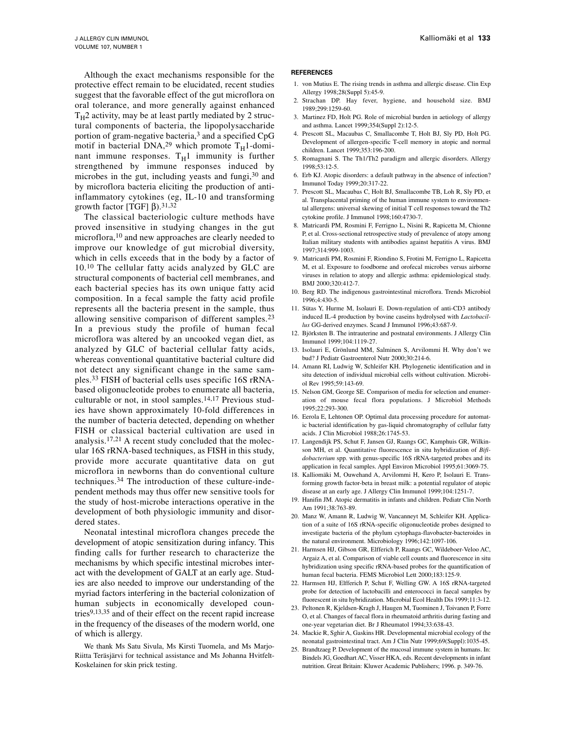Although the exact mechanisms responsible for the protective effect remain to be elucidated, recent studies suggest that the favorable effect of the gut microflora on oral tolerance, and more generally against enhanced $T_H2$ activity, may be at least partly mediated by 2 structural components of bacteria, the lipopolysaccharide portion of gram-negative bacteria,[3] and a specified CpG motif in bacterial DNA,[29] which promote $T_H1$-dominant immune responses. $T_H1$ immunity is further strengthened by immune responses induced by microbes in the gut, including yeasts and fungi,[30] and by microflora bacteria eliciting the production of anti-inflammatory cytokines (eg, IL-10 and transforming growth factor [TGF] β).[31,32]

The classical bacteriologic culture methods have proved insensitive in studying changes in the gut microflora,[10] and new approaches are clearly needed to improve our knowledge of gut microbial diversity, which in cells exceeds that in the body by a factor of 10.[10] The cellular fatty acids analyzed by GLC are structural components of bacterial cell membranes, and each bacterial species has its own unique fatty acid composition. In a fecal sample the fatty acid profile represents all the bacteria present in the sample, thus allowing sensitive comparison of different samples.[23] In a previous study the profile of human fecal microflora was altered by an uncooked vegan diet, as analyzed by GLC of bacterial cellular fatty acids, whereas conventional quantitative bacterial culture did not detect any significant change in the same samples.[33] FISH of bacterial cells uses specific 16S rRNA-based oligonucleotide probes to enumerate all bacteria, culturable or not, in stool samples.[14,17] Previous studies have shown approximately 10-fold differences in the number of bacteria detected, depending on whether FISH or classical bacterial cultivation are used in analysis.[17,21] A recent study concluded that the molecular 16S rRNA-based techniques, as FISH in this study, provide more accurate quantitative data on gut microflora in newborns than do conventional culture techniques.[34] The introduction of these culture-independent methods may thus offer new sensitive tools for the study of host-microbe interactions operative in the development of both physiologic immunity and disordered states.

Neonatal intestinal microflora changes precede the development of atopic sensitization during infancy. This finding calls for further research to characterize the mechanisms by which specific intestinal microbes interact with the development of GALT at an early age. Studies are also needed to improve our understanding of the myriad factors interfering in the bacterial colonization of human subjects in economically developed countries[9,13,35] and of their effect on the recent rapid increase in the frequency of the diseases of the modern world, one of which is allergy.

We thank Ms Satu Sivula, Ms Kirsti Tuomela, and Ms Marjo-Riitta Teräsjärvi for technical assistance and Ms Johanna Hvitfelt-Koskelainen for skin prick testing.

#### REFERENCES

1. von Mutius E. The rising trends in asthma and allergic disease. Clin Exp Allergy 1998;28(Suppl 5):45-9.
2. Strachan DP. Hay fever, hygiene, and household size. BMJ 1989;299:1259-60.
3. Martinez FD, Holt PG. Role of microbial burden in aetiology of allergy and asthma. Lancet 1999;354(Suppl 2):12-5.
4. Prescott SL, Macaubas C, Smallacombe T, Holt BJ, Sly PD, Holt PG. Development of allergen-specific T-cell memory in atopic and normal children. Lancet 1999;353:196-200.
5. Romagnani S. The Th1/Th2 paradigm and allergic disorders. Allergy 1998;53:12-5.
6. Erb KJ. Atopic disorders: a default pathway in the absence of infection? Immunol Today 1999;20:317-22.
7. Prescott SL, Macaubas C, Holt BJ, Smallacombe TB, Loh R, Sly PD, et al. Transplacental priming of the human immune system to environmental allergens: universal skewing of initial T cell responses toward the Th2 cytokine profile. J Immunol 1998;160:4730-7.
8. Matricardi PM, Rosmini F, Ferrigno L, Nisini R, Rapicetta M, Chionne P, et al. Cross-sectional retrospective study of prevalence of atopy among Italian military students with antibodies against hepatitis A virus. BMJ 1997;314:999-1003.
9. Matricardi PM, Rosmini F, Riondino S, Frotini M, Ferrigno L, Rapicetta M, et al. Exposure to foodborne and orofecal microbes versus airborne viruses in relation to atopy and allergic asthma: epidemiological study. BMJ 2000;320:412-7.
10. Berg RD. The indigenous gastrointestinal microflora. Trends Microbiol 1996;4:430-5.
11. Sütas Y, Hurme M, Isolauri E. Down-regulation of anti-CD3 antibody induced IL-4 production by bovine caseins hydrolysed with *Lactobacillus* GG-derived enzymes. Scand J Immunol 1996;43:687-9.
12. Björksten B. The intrauterine and postnatal environments. J Allergy Clin Immunol 1999;104:1119-27.
13. Isolauri E, Grönlund MM, Salminen S, Arvilommi H. Why don't we bud? J Pediatr Gastroenterol Nutr 2000;30:214-6.
14. Amann RI, Ludwig W, Schleifer KH. Phylogenetic identification and in situ detection of individual microbial cells without cultivation. Microbiol Rev 1995;59:143-69.
15. Nelson GM, George SE. Comparison of media for selection and enumeration of mouse fecal flora populations. J Microbiol Methods 1995;22:293-300.
16. Eerola E, Lehtonen OP. Optimal data processing procedure for automatic bacterial identification by gas-liquid chromatography of cellular fatty acids. J Clin Microbiol 1988;26:1745-53.
17. Langendijk PS, Schut F, Jansen GJ, Raangs GC, Kamphuis GR, Wilkinson MH, et al. Quantitative fluorescence in situ hybridization of *Bifidobacterium* spp. with genus-specific 16S rRNA-targeted probes and its application in fecal samples. Appl Environ Microbiol 1995;61:3069-75.
18. Kalliomäki M, Ouwehand A, Arvilommi H, Kero P, Isolauri E. Transforming growth factor-beta in breast milk: a potential regulator of atopic disease at an early age. J Allergy Clin Immunol 1999;104:1251-7.
19. Hanifin JM. Atopic dermatitis in infants and children. Pediatr Clin North Am 1991;38:763-89.
20. Manz W, Amann R, Ludwig W, Vancanneyt M, Schleifer KH. Application of a suite of 16S rRNA-specific oligonucleotide probes designed to investigate bacteria of the phylum cytophaga-flavobacter-bacteroides in the natural environment. Microbiology 1996;142:1097-106.
21. Harmsen HJ, Gibson GR, Elfferich P, Raangs GC, Wildeboer-Veloo AC, Argaiz A, et al. Comparison of viable cell counts and fluorescence in situ hybridization using specific rRNA-based probes for the quantification of human fecal bacteria. FEMS Microbiol Lett 2000;183:125-9.
22. Harmsen HJ, Elfferich P, Schut F, Welling GW. A 16S rRNA-targeted probe for detection of lactobacilli and enterococci in faecal samples by fluorescent in situ hybridization. Microbial Ecol Health Dis 1999;11:3-12.
23. Peltonen R, Kjeldsen-Kragh J, Haugen M, Tuominen J, Toivanen P, Forre O, et al. Changes of faecal flora in rheumatoid arthritis during fasting and one-year vegetarian diet. Br J Rheumatol 1994;33:638-43.
24. Mackie R, Sghir A, Gaskins HR. Developmental microbial ecology of the neonatal gastrointestinal tract. Am J Clin Nutr 1999;69(Suppl):1035-45.
25. Brandtzaeg P. Development of the mucosal immune system in humans. In: Bindels JG, Goedhart AC, Visser HKA, eds. Recent developments in infant nutrition. Great Britain: Kluwer Academic Publishers; 1996. p. 349-76.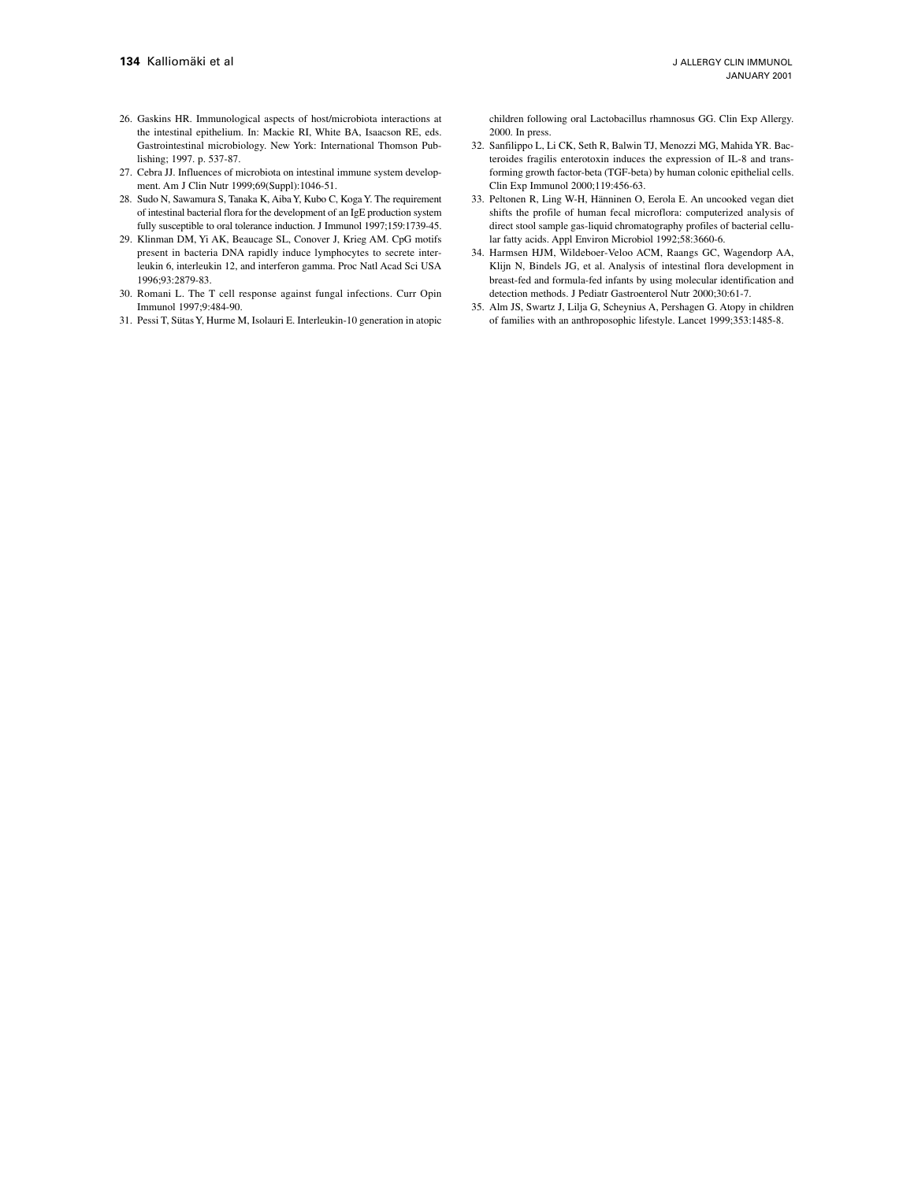26. Gaskins HR. Immunological aspects of host/microbiota interactions at the intestinal epithelium. In: Mackie RI, White BA, Isaacson RE, eds. Gastrointestinal microbiology. New York: International Thomson Publishing; 1997. p. 537-87.
27. Cebra JJ. Influences of microbiota on intestinal immune system development. Am J Clin Nutr 1999;69(Suppl):1046-51.
28. Sudo N, Sawamura S, Tanaka K, Aiba Y, Kubo C, Koga Y. The requirement of intestinal bacterial flora for the development of an IgE production system fully susceptible to oral tolerance induction. J Immunol 1997;159:1739-45.
29. Klinman DM, Yi AK, Beaucage SL, Conover J, Krieg AM. CpG motifs present in bacteria DNA rapidly induce lymphocytes to secrete interleukin 6, interleukin 12, and interferon gamma. Proc Natl Acad Sci USA 1996;93:2879-83.
30. Romani L. The T cell response against fungal infections. Curr Opin Immunol 1997;9:484-90.
31. Pessi T, Sütas Y, Hurme M, Isolauri E. Interleukin-10 generation in atopic children following oral Lactobacillus rhamnosus GG. Clin Exp Allergy. 2000. In press.
32. Sanfilippo L, Li CK, Seth R, Balwin TJ, Menozzi MG, Mahida YR. Bacteroides fragilis enterotoxin induces the expression of IL-8 and transforming growth factor-beta (TGF-beta) by human colonic epithelial cells. Clin Exp Immunol 2000;119:456-63.
33. Peltonen R, Ling W-H, Hänninen O, Eerola E. An uncooked vegan diet shifts the profile of human fecal microflora: computerized analysis of direct stool sample gas-liquid chromatography profiles of bacterial cellular fatty acids. Appl Environ Microbiol 1992;58:3660-6.
34. Harmsen HJM, Wildeboer-Veloo ACM, Raangs GC, Wagendorp AA, Klijn N, Bindels JG, et al. Analysis of intestinal flora development in breast-fed and formula-fed infants by using molecular identification and detection methods. J Pediatr Gastroenterol Nutr 2000;30:61-7.
35. Alm JS, Swartz J, Lilja G, Scheynius A, Pershagen G. Atopy in children of families with an anthroposophic lifestyle. Lancet 1999;353:1485-8.